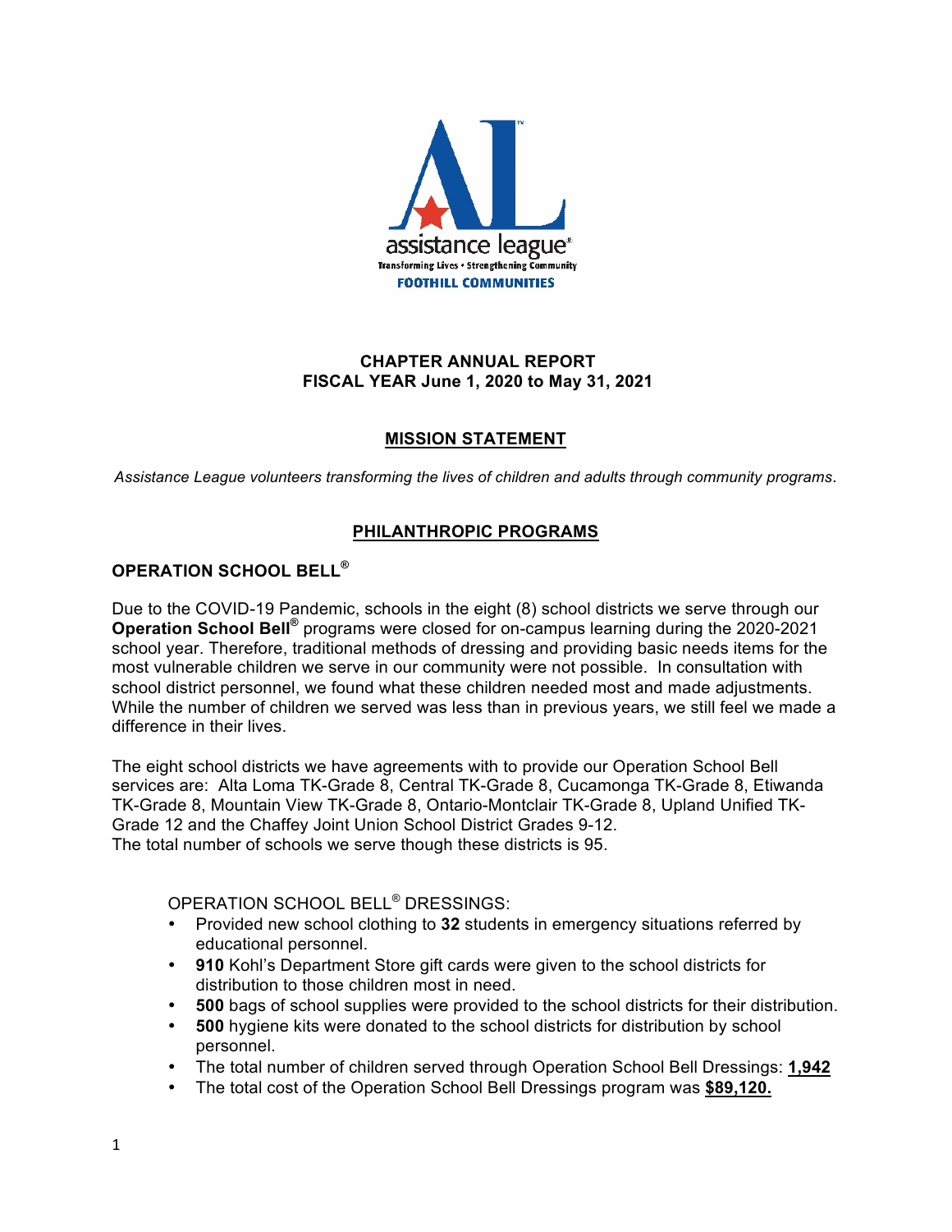assistance league®

Transforming Lives • Strengthening Community

FOOTHILL COMMUNITIES

**CHAPTER ANNUAL REPORT**
**FISCAL YEAR June 1, 2020 to May 31, 2021**

## MISSION STATEMENT

*Assistance League volunteers transforming the lives of children and adults through community programs*.

## PHILANTHROPIC PROGRAMS

### OPERATION SCHOOL BELL®

Due to the COVID-19 Pandemic, schools in the eight (8) school districts we serve through our **Operation School Bell®** programs were closed for on-campus learning during the 2020-2021 school year. Therefore, traditional methods of dressing and providing basic needs items for the most vulnerable children we serve in our community were not possible. In consultation with school district personnel, we found what these children needed most and made adjustments. While the number of children we served was less than in previous years, we still feel we made a difference in their lives.

The eight school districts we have agreements with to provide our Operation School Bell services are: Alta Loma TK-Grade 8, Central TK-Grade 8, Cucamonga TK-Grade 8, Etiwanda TK-Grade 8, Mountain View TK-Grade 8, Ontario-Montclair TK-Grade 8, Upland Unified TK-Grade 12 and the Chaffey Joint Union School District Grades 9-12.
The total number of schools we serve though these districts is 95.

OPERATION SCHOOL BELL® DRESSINGS:

- Provided new school clothing to **32** students in emergency situations referred by educational personnel.
- **910** Kohl's Department Store gift cards were given to the school districts for distribution to those children most in need.
- **500** bags of school supplies were provided to the school districts for their distribution.
- **500** hygiene kits were donated to the school districts for distribution by school personnel.
- The total number of children served through Operation School Bell Dressings: **1,942**
- The total cost of the Operation School Bell Dressings program was **$89,120.**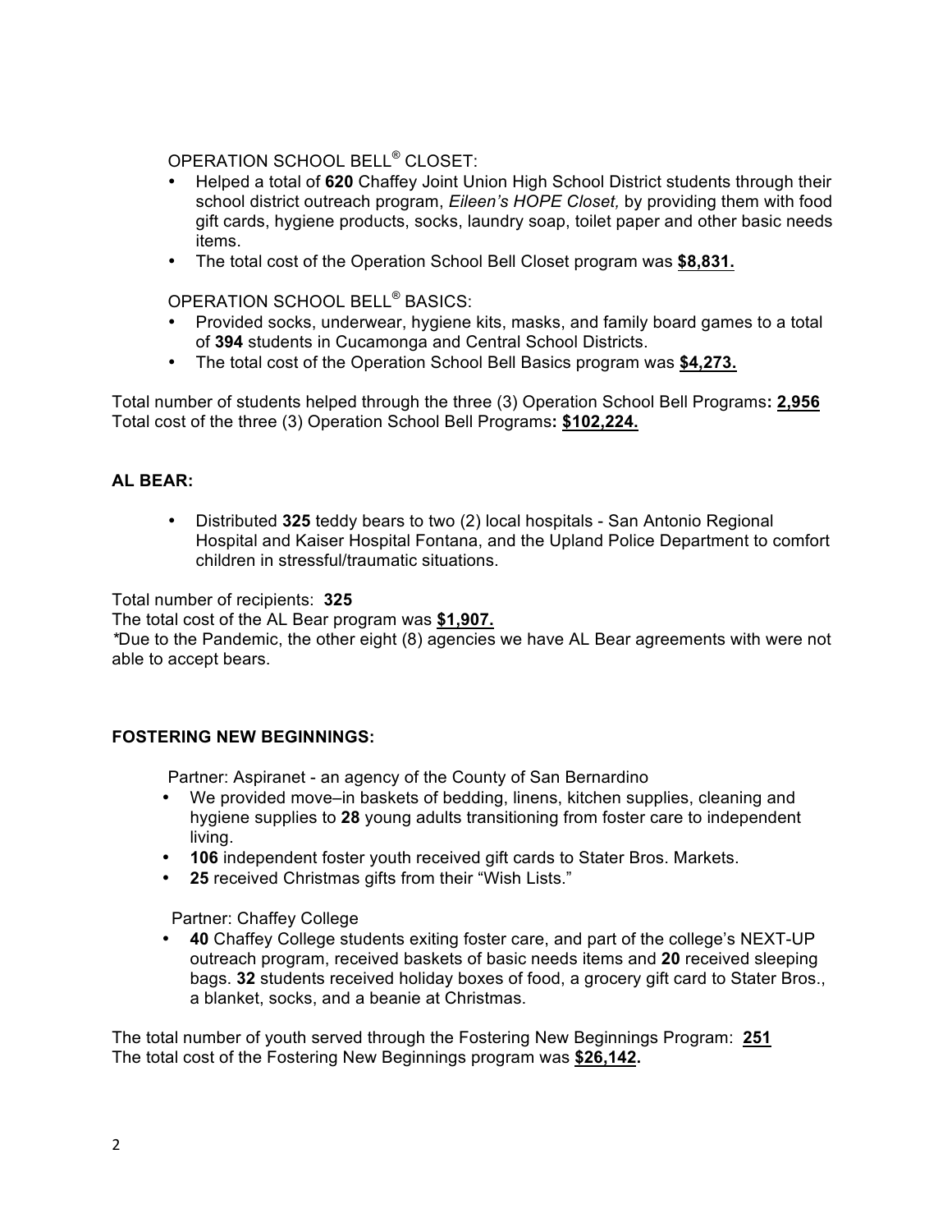OPERATION SCHOOL BELL® CLOSET:

- Helped a total of **620** Chaffey Joint Union High School District students through their school district outreach program, *Eileen's HOPE Closet,* by providing them with food gift cards, hygiene products, socks, laundry soap, toilet paper and other basic needs items.
- The total cost of the Operation School Bell Closet program was **$8,831.**

OPERATION SCHOOL BELL® BASICS:

- Provided socks, underwear, hygiene kits, masks, and family board games to a total of **394** students in Cucamonga and Central School Districts.
- The total cost of the Operation School Bell Basics program was **$4,273.**

Total number of students helped through the three (3) Operation School Bell Programs**: 2,956**
Total cost of the three (3) Operation School Bell Programs**: $102,224.**

**AL BEAR:**

- Distributed **325** teddy bears to two (2) local hospitals - San Antonio Regional Hospital and Kaiser Hospital Fontana, and the Upland Police Department to comfort children in stressful/traumatic situations.

Total number of recipients: **325**
The total cost of the AL Bear program was **$1,907.**
*Due to the Pandemic, the other eight (8) agencies we have AL Bear agreements with were not able to accept bears.

**FOSTERING NEW BEGINNINGS:**

Partner: Aspiranet - an agency of the County of San Bernardino

- We provided move–in baskets of bedding, linens, kitchen supplies, cleaning and hygiene supplies to **28** young adults transitioning from foster care to independent living.
- **106** independent foster youth received gift cards to Stater Bros. Markets.
- **25** received Christmas gifts from their "Wish Lists."

Partner: Chaffey College

- **40** Chaffey College students exiting foster care, and part of the college's NEXT-UP outreach program, received baskets of basic needs items and **20** received sleeping bags. **32** students received holiday boxes of food, a grocery gift card to Stater Bros., a blanket, socks, and a beanie at Christmas.

The total number of youth served through the Fostering New Beginnings Program: **251**
The total cost of the Fostering New Beginnings program was **$26,142.**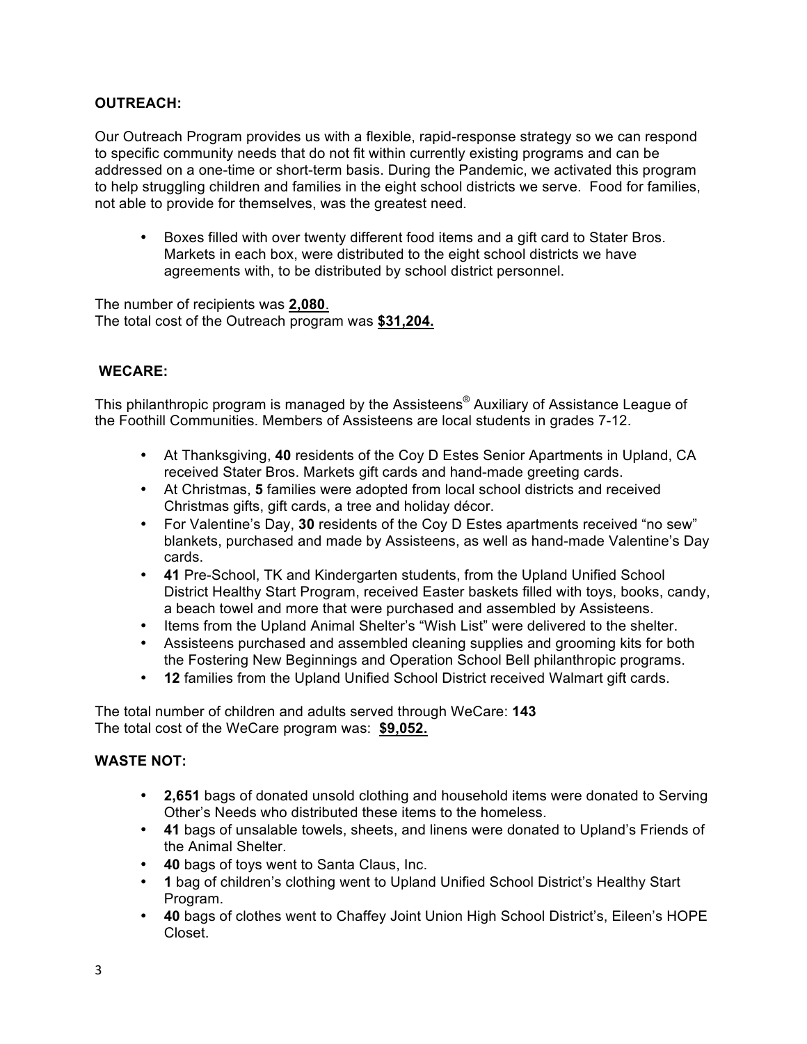**OUTREACH:**

Our Outreach Program provides us with a flexible, rapid-response strategy so we can respond to specific community needs that do not fit within currently existing programs and can be addressed on a one-time or short-term basis. During the Pandemic, we activated this program to help struggling children and families in the eight school districts we serve. Food for families, not able to provide for themselves, was the greatest need.

- Boxes filled with over twenty different food items and a gift card to Stater Bros. Markets in each box, were distributed to the eight school districts we have agreements with, to be distributed by school district personnel.

The number of recipients was **2,080**.
The total cost of the Outreach program was **$31,204.**

**WECARE:**

This philanthropic program is managed by the Assisteens® Auxiliary of Assistance League of the Foothill Communities. Members of Assisteens are local students in grades 7-12.

- At Thanksgiving, **40** residents of the Coy D Estes Senior Apartments in Upland, CA received Stater Bros. Markets gift cards and hand-made greeting cards.
- At Christmas, **5** families were adopted from local school districts and received Christmas gifts, gift cards, a tree and holiday décor.
- For Valentine's Day, **30** residents of the Coy D Estes apartments received "no sew" blankets, purchased and made by Assisteens, as well as hand-made Valentine's Day cards.
- **41** Pre-School, TK and Kindergarten students, from the Upland Unified School District Healthy Start Program, received Easter baskets filled with toys, books, candy, a beach towel and more that were purchased and assembled by Assisteens.
- Items from the Upland Animal Shelter's "Wish List" were delivered to the shelter.
- Assisteens purchased and assembled cleaning supplies and grooming kits for both the Fostering New Beginnings and Operation School Bell philanthropic programs.
- **12** families from the Upland Unified School District received Walmart gift cards.

The total number of children and adults served through WeCare: **143**
The total cost of the WeCare program was: **$9,052.**

**WASTE NOT:**

- **2,651** bags of donated unsold clothing and household items were donated to Serving Other's Needs who distributed these items to the homeless.
- **41** bags of unsalable towels, sheets, and linens were donated to Upland's Friends of the Animal Shelter.
- **40** bags of toys went to Santa Claus, Inc.
- **1** bag of children's clothing went to Upland Unified School District's Healthy Start Program.
- **40** bags of clothes went to Chaffey Joint Union High School District's, Eileen's HOPE Closet.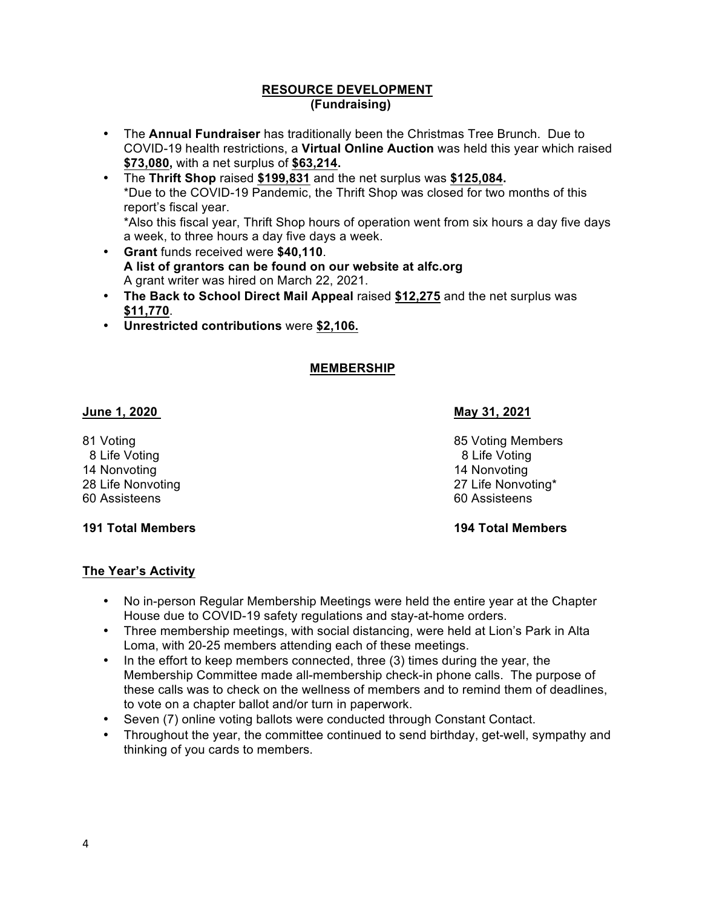## RESOURCE DEVELOPMENT
### (Fundraising)

- The **Annual Fundraiser** has traditionally been the Christmas Tree Brunch. Due to COVID-19 health restrictions, a **Virtual Online Auction** was held this year which raised **$73,080,** with a net surplus of **$63,214.**
- The **Thrift Shop** raised **$199,831** and the net surplus was **$125,084.**
  *Due to the COVID-19 Pandemic, the Thrift Shop was closed for two months of this report's fiscal year.
  *Also this fiscal year, Thrift Shop hours of operation went from six hours a day five days a week, to three hours a day five days a week.
- **Grant** funds received were **$40,110**.
  **A list of grantors can be found on our website at alfc.org**
  A grant writer was hired on March 22, 2021.
- **The Back to School Direct Mail Appeal** raised **$12,275** and the net surplus was **$11,770**.
- **Unrestricted contributions** were **$2,106.**

## MEMBERSHIP

| **June 1, 2020** | **May 31, 2021** |
|---|---|
| 81 Voting | 85 Voting Members |
| 8 Life Voting | 8 Life Voting |
| 14 Nonvoting | 14 Nonvoting |
| 28 Life Nonvoting | 27 Life Nonvoting* |
| 60 Assisteens | 60 Assisteens |
| **191 Total Members** | **194 Total Members** |

### The Year's Activity

- No in-person Regular Membership Meetings were held the entire year at the Chapter House due to COVID-19 safety regulations and stay-at-home orders.
- Three membership meetings, with social distancing, were held at Lion's Park in Alta Loma, with 20-25 members attending each of these meetings.
- In the effort to keep members connected, three (3) times during the year, the Membership Committee made all-membership check-in phone calls. The purpose of these calls was to check on the wellness of members and to remind them of deadlines, to vote on a chapter ballot and/or turn in paperwork.
- Seven (7) online voting ballots were conducted through Constant Contact.
- Throughout the year, the committee continued to send birthday, get-well, sympathy and thinking of you cards to members.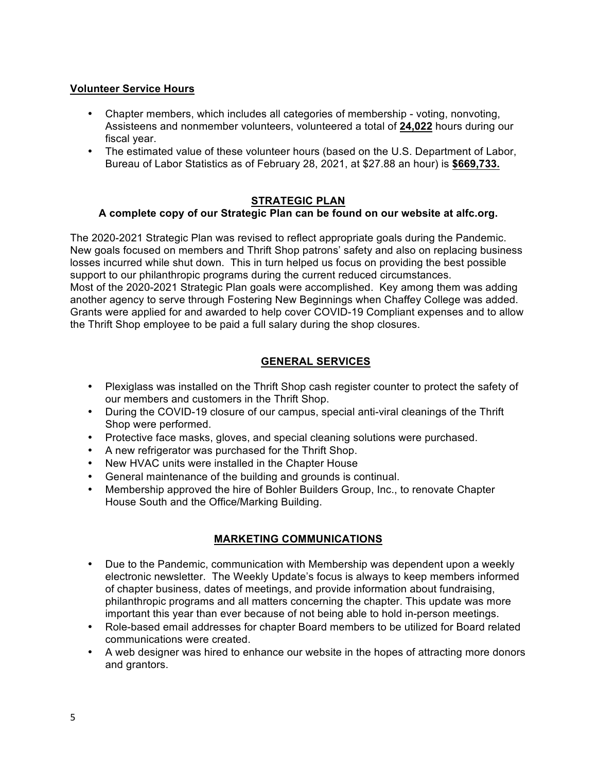## Volunteer Service Hours

- Chapter members, which includes all categories of membership - voting, nonvoting, Assisteens and nonmember volunteers, volunteered a total of **24,022** hours during our fiscal year.
- The estimated value of these volunteer hours (based on the U.S. Department of Labor, Bureau of Labor Statistics as of February 28, 2021, at $27.88 an hour) is **$669,733.**

## STRATEGIC PLAN

**A complete copy of our Strategic Plan can be found on our website at alfc.org.**

The 2020-2021 Strategic Plan was revised to reflect appropriate goals during the Pandemic. New goals focused on members and Thrift Shop patrons' safety and also on replacing business losses incurred while shut down. This in turn helped us focus on providing the best possible support to our philanthropic programs during the current reduced circumstances.
Most of the 2020-2021 Strategic Plan goals were accomplished. Key among them was adding another agency to serve through Fostering New Beginnings when Chaffey College was added. Grants were applied for and awarded to help cover COVID-19 Compliant expenses and to allow the Thrift Shop employee to be paid a full salary during the shop closures.

## GENERAL SERVICES

- Plexiglass was installed on the Thrift Shop cash register counter to protect the safety of our members and customers in the Thrift Shop.
- During the COVID-19 closure of our campus, special anti-viral cleanings of the Thrift Shop were performed.
- Protective face masks, gloves, and special cleaning solutions were purchased.
- A new refrigerator was purchased for the Thrift Shop.
- New HVAC units were installed in the Chapter House
- General maintenance of the building and grounds is continual.
- Membership approved the hire of Bohler Builders Group, Inc., to renovate Chapter House South and the Office/Marking Building.

## MARKETING COMMUNICATIONS

- Due to the Pandemic, communication with Membership was dependent upon a weekly electronic newsletter. The Weekly Update's focus is always to keep members informed of chapter business, dates of meetings, and provide information about fundraising, philanthropic programs and all matters concerning the chapter. This update was more important this year than ever because of not being able to hold in-person meetings.
- Role-based email addresses for chapter Board members to be utilized for Board related communications were created.
- A web designer was hired to enhance our website in the hopes of attracting more donors and grantors.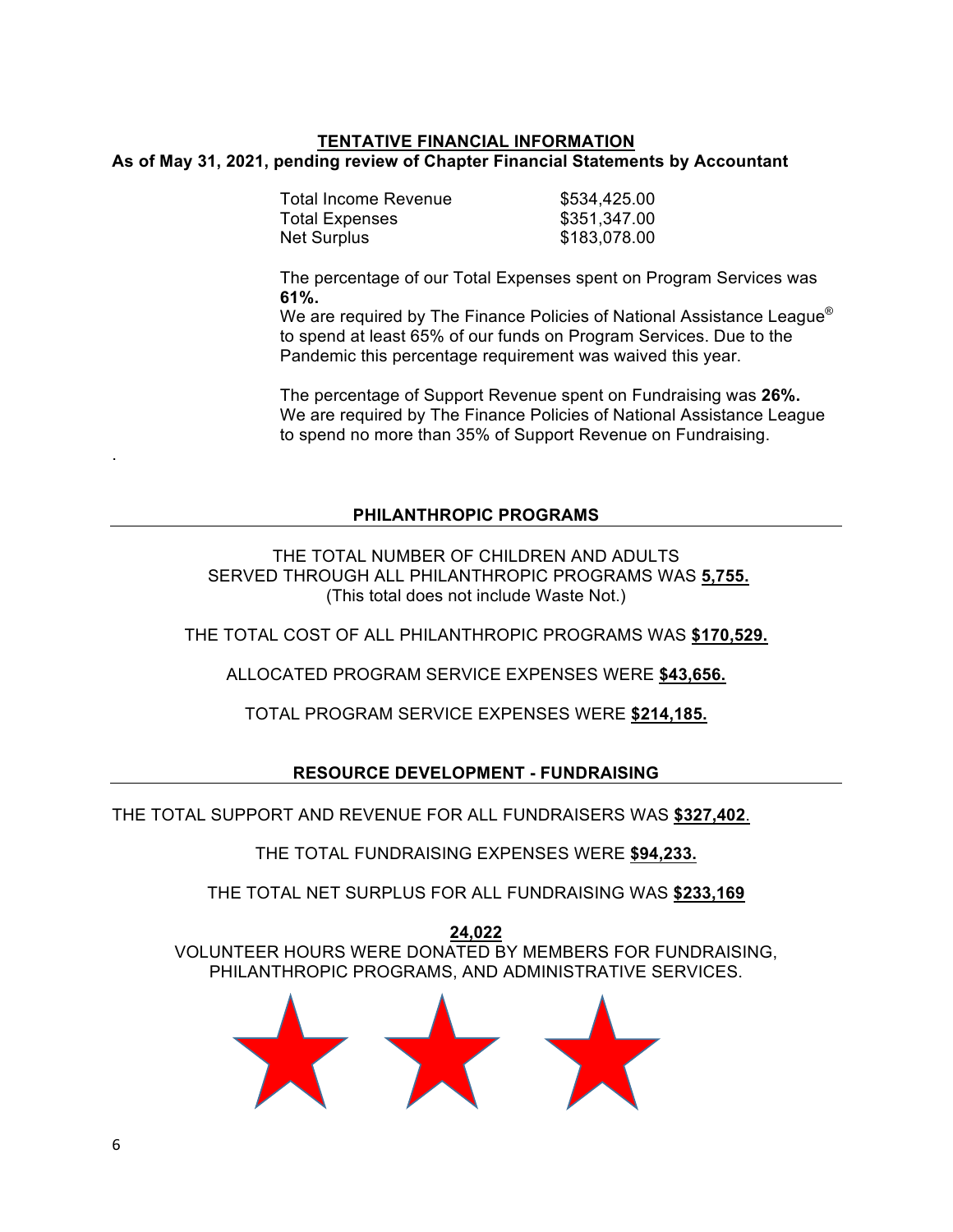## TENTATIVE FINANCIAL INFORMATION

**As of May 31, 2021, pending review of Chapter Financial Statements by Accountant**

| | |
|---|---|
| Total Income Revenue | $534,425.00 |
| Total Expenses | $351,347.00 |
| Net Surplus | $183,078.00 |

The percentage of our Total Expenses spent on Program Services was **61%.**
We are required by The Finance Policies of National Assistance League® to spend at least 65% of our funds on Program Services. Due to the Pandemic this percentage requirement was waived this year.

The percentage of Support Revenue spent on Fundraising was **26%.**
We are required by The Finance Policies of National Assistance League to spend no more than 35% of Support Revenue on Fundraising.

.

## PHILANTHROPIC PROGRAMS

THE TOTAL NUMBER OF CHILDREN AND ADULTS SERVED THROUGH ALL PHILANTHROPIC PROGRAMS WAS **5,755.**
(This total does not include Waste Not.)

THE TOTAL COST OF ALL PHILANTHROPIC PROGRAMS WAS **$170,529.**

ALLOCATED PROGRAM SERVICE EXPENSES WERE **$43,656.**

TOTAL PROGRAM SERVICE EXPENSES WERE **$214,185.**

## RESOURCE DEVELOPMENT - FUNDRAISING

THE TOTAL SUPPORT AND REVENUE FOR ALL FUNDRAISERS WAS **$327,402**.

THE TOTAL FUNDRAISING EXPENSES WERE **$94,233.**

THE TOTAL NET SURPLUS FOR ALL FUNDRAISING WAS **$233,169**

**24,022**
VOLUNTEER HOURS WERE DONATED BY MEMBERS FOR FUNDRAISING, PHILANTHROPIC PROGRAMS, AND ADMINISTRATIVE SERVICES.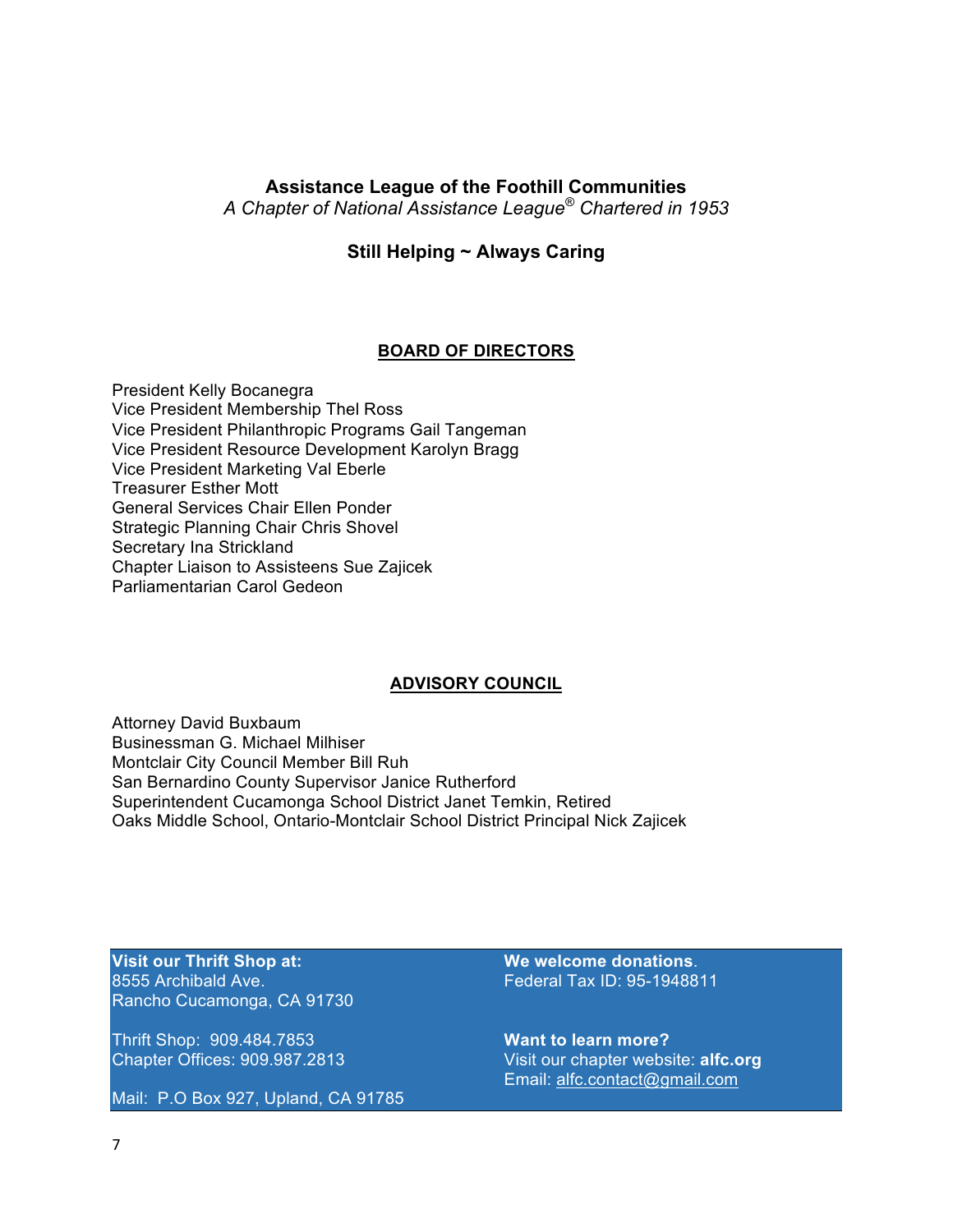**Assistance League of the Foothill Communities**

*A Chapter of National Assistance League® Chartered in 1953*

**Still Helping ~ Always Caring**

## BOARD OF DIRECTORS

President Kelly Bocanegra
Vice President Membership Thel Ross
Vice President Philanthropic Programs Gail Tangeman
Vice President Resource Development Karolyn Bragg
Vice President Marketing Val Eberle
Treasurer Esther Mott
General Services Chair Ellen Ponder
Strategic Planning Chair Chris Shovel
Secretary Ina Strickland
Chapter Liaison to Assisteens Sue Zajicek
Parliamentarian Carol Gedeon

## ADVISORY COUNCIL

Attorney David Buxbaum
Businessman G. Michael Milhiser
Montclair City Council Member Bill Ruh
San Bernardino County Supervisor Janice Rutherford
Superintendent Cucamonga School District Janet Temkin, Retired
Oaks Middle School, Ontario-Montclair School District Principal Nick Zajicek

**Visit our Thrift Shop at:**
8555 Archibald Ave.
Rancho Cucamonga, CA 91730

Thrift Shop: 909.484.7853
Chapter Offices: 909.987.2813

Mail: P.O Box 927, Upland, CA 91785

**We welcome donations**.
Federal Tax ID: 95-1948811

**Want to learn more?**
Visit our chapter website: **alfc.org**
Email: alfc.contact@gmail.com